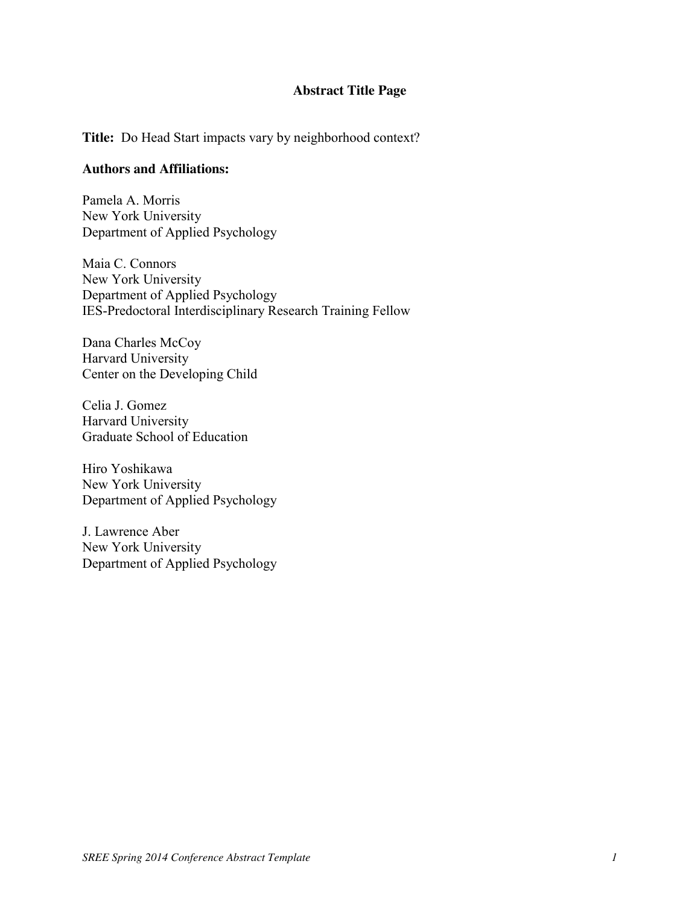## Abstract Title Page

**Title:** Do Head Start impacts vary by neighborhood context?

**Authors and Affiliations:**

Pamela A. Morris
New York University
Department of Applied Psychology

Maia C. Connors
New York University
Department of Applied Psychology
IES-Predoctoral Interdisciplinary Research Training Fellow

Dana Charles McCoy
Harvard University
Center on the Developing Child

Celia J. Gomez
Harvard University
Graduate School of Education

Hiro Yoshikawa
New York University
Department of Applied Psychology

J. Lawrence Aber
New York University
Department of Applied Psychology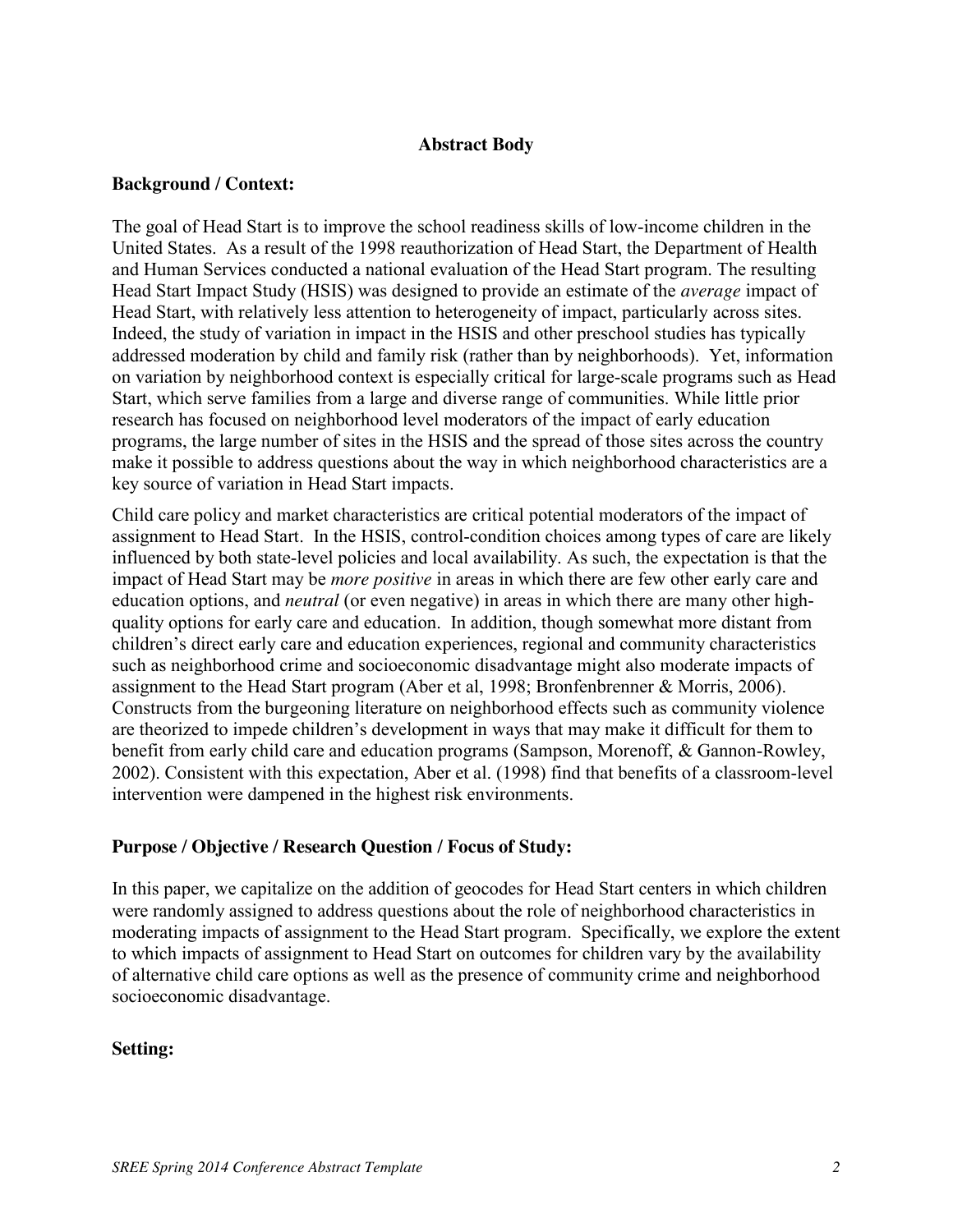## Abstract Body

### Background / Context:

The goal of Head Start is to improve the school readiness skills of low-income children in the United States. As a result of the 1998 reauthorization of Head Start, the Department of Health and Human Services conducted a national evaluation of the Head Start program. The resulting Head Start Impact Study (HSIS) was designed to provide an estimate of the *average* impact of Head Start, with relatively less attention to heterogeneity of impact, particularly across sites. Indeed, the study of variation in impact in the HSIS and other preschool studies has typically addressed moderation by child and family risk (rather than by neighborhoods). Yet, information on variation by neighborhood context is especially critical for large-scale programs such as Head Start, which serve families from a large and diverse range of communities. While little prior research has focused on neighborhood level moderators of the impact of early education programs, the large number of sites in the HSIS and the spread of those sites across the country make it possible to address questions about the way in which neighborhood characteristics are a key source of variation in Head Start impacts.

Child care policy and market characteristics are critical potential moderators of the impact of assignment to Head Start. In the HSIS, control-condition choices among types of care are likely influenced by both state-level policies and local availability. As such, the expectation is that the impact of Head Start may be *more positive* in areas in which there are few other early care and education options, and *neutral* (or even negative) in areas in which there are many other high-quality options for early care and education. In addition, though somewhat more distant from children's direct early care and education experiences, regional and community characteristics such as neighborhood crime and socioeconomic disadvantage might also moderate impacts of assignment to the Head Start program (Aber et al, 1998; Bronfenbrenner & Morris, 2006). Constructs from the burgeoning literature on neighborhood effects such as community violence are theorized to impede children's development in ways that may make it difficult for them to benefit from early child care and education programs (Sampson, Morenoff, & Gannon-Rowley, 2002). Consistent with this expectation, Aber et al. (1998) find that benefits of a classroom-level intervention were dampened in the highest risk environments.

### Purpose / Objective / Research Question / Focus of Study:

In this paper, we capitalize on the addition of geocodes for Head Start centers in which children were randomly assigned to address questions about the role of neighborhood characteristics in moderating impacts of assignment to the Head Start program. Specifically, we explore the extent to which impacts of assignment to Head Start on outcomes for children vary by the availability of alternative child care options as well as the presence of community crime and neighborhood socioeconomic disadvantage.

### Setting: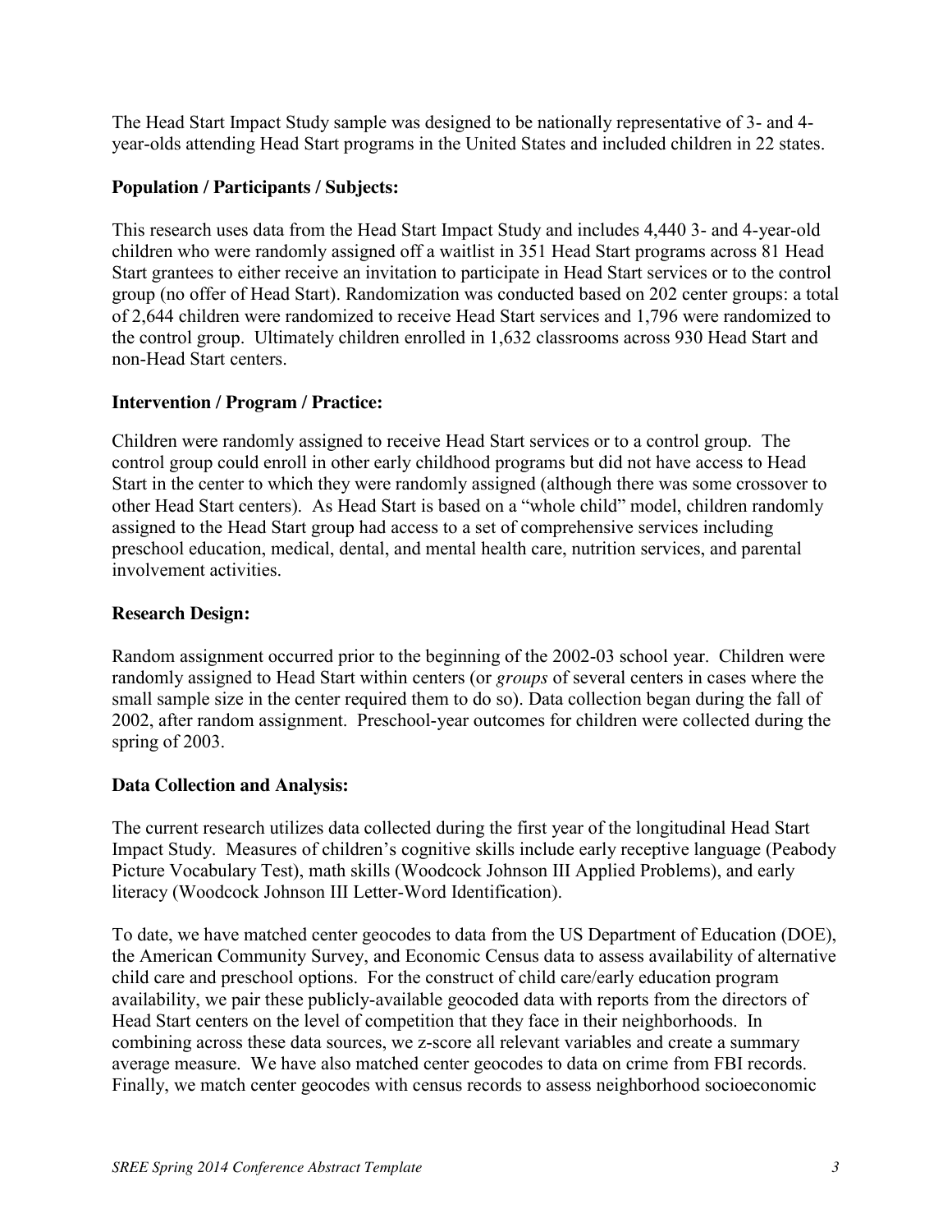The Head Start Impact Study sample was designed to be nationally representative of 3- and 4-year-olds attending Head Start programs in the United States and included children in 22 states.

**Population / Participants / Subjects:**

This research uses data from the Head Start Impact Study and includes 4,440 3- and 4-year-old children who were randomly assigned off a waitlist in 351 Head Start programs across 81 Head Start grantees to either receive an invitation to participate in Head Start services or to the control group (no offer of Head Start). Randomization was conducted based on 202 center groups: a total of 2,644 children were randomized to receive Head Start services and 1,796 were randomized to the control group. Ultimately children enrolled in 1,632 classrooms across 930 Head Start and non-Head Start centers.

**Intervention / Program / Practice:**

Children were randomly assigned to receive Head Start services or to a control group. The control group could enroll in other early childhood programs but did not have access to Head Start in the center to which they were randomly assigned (although there was some crossover to other Head Start centers). As Head Start is based on a "whole child" model, children randomly assigned to the Head Start group had access to a set of comprehensive services including preschool education, medical, dental, and mental health care, nutrition services, and parental involvement activities.

**Research Design:**

Random assignment occurred prior to the beginning of the 2002-03 school year. Children were randomly assigned to Head Start within centers (or *groups* of several centers in cases where the small sample size in the center required them to do so). Data collection began during the fall of 2002, after random assignment. Preschool-year outcomes for children were collected during the spring of 2003.

**Data Collection and Analysis:**

The current research utilizes data collected during the first year of the longitudinal Head Start Impact Study. Measures of children's cognitive skills include early receptive language (Peabody Picture Vocabulary Test), math skills (Woodcock Johnson III Applied Problems), and early literacy (Woodcock Johnson III Letter-Word Identification).

To date, we have matched center geocodes to data from the US Department of Education (DOE), the American Community Survey, and Economic Census data to assess availability of alternative child care and preschool options. For the construct of child care/early education program availability, we pair these publicly-available geocoded data with reports from the directors of Head Start centers on the level of competition that they face in their neighborhoods. In combining across these data sources, we z-score all relevant variables and create a summary average measure. We have also matched center geocodes to data on crime from FBI records. Finally, we match center geocodes with census records to assess neighborhood socioeconomic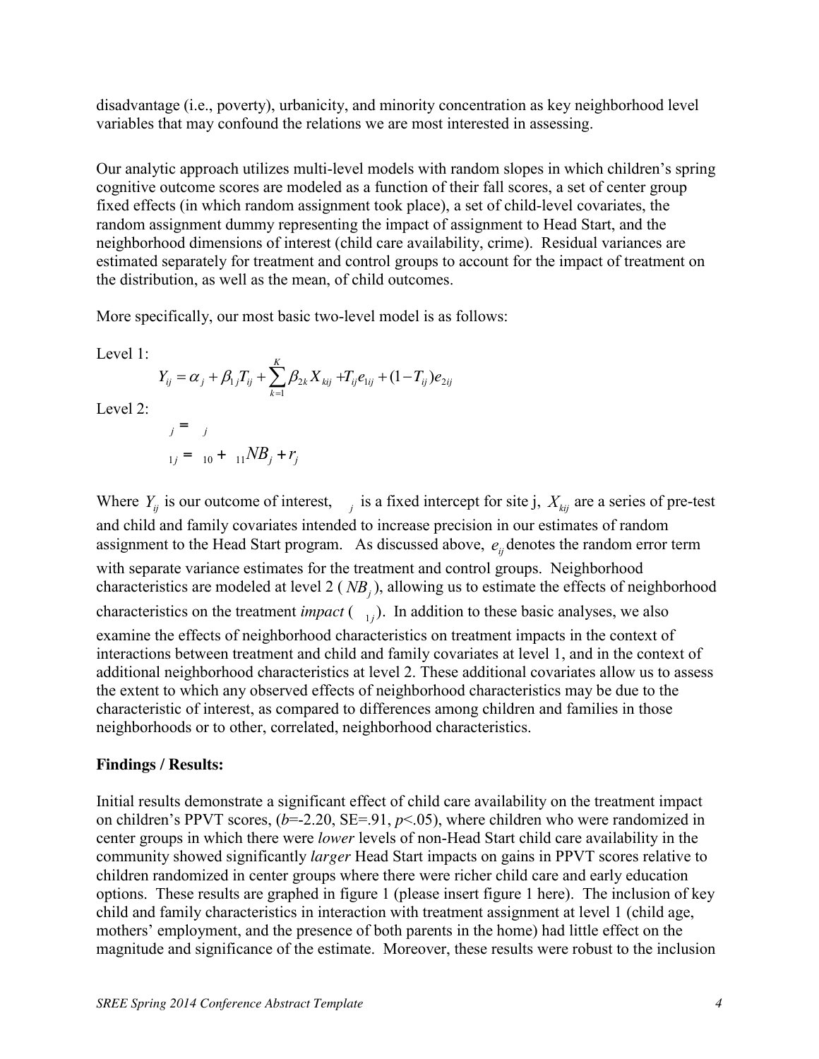disadvantage (i.e., poverty), urbanicity, and minority concentration as key neighborhood level variables that may confound the relations we are most interested in assessing.

Our analytic approach utilizes multi-level models with random slopes in which children's spring cognitive outcome scores are modeled as a function of their fall scores, a set of center group fixed effects (in which random assignment took place), a set of child-level covariates, the random assignment dummy representing the impact of assignment to Head Start, and the neighborhood dimensions of interest (child care availability, crime). Residual variances are estimated separately for treatment and control groups to account for the impact of treatment on the distribution, as well as the mean, of child outcomes.

More specifically, our most basic two-level model is as follows:

Level 1:

$$Y_{ij} = \alpha_j + \beta_{1j} T_{ij} + \sum_{k=1}^{K} \beta_{2k} X_{kij} + T_{ij} e_{1ij} + (1 - T_{ij}) e_{2ij}$$

Level 2:

$$_{j} = \quad _{j}$$

$$_{1j} = \quad _{10} + \quad _{11} NB_j + r_j$$

Where $Y_{ij}$ is our outcome of interest, $_j$ is a fixed intercept for site j, $X_{kij}$ are a series of pre-test and child and family covariates intended to increase precision in our estimates of random assignment to the Head Start program. As discussed above, $e_{ij}$ denotes the random error term with separate variance estimates for the treatment and control groups. Neighborhood characteristics are modeled at level 2 ( $NB_j$ ), allowing us to estimate the effects of neighborhood characteristics on the treatment *impact* ( $_{1j}$ ). In addition to these basic analyses, we also examine the effects of neighborhood characteristics on treatment impacts in the context of interactions between treatment and child and family covariates at level 1, and in the context of additional neighborhood characteristics at level 2. These additional covariates allow us to assess the extent to which any observed effects of neighborhood characteristics may be due to the characteristic of interest, as compared to differences among children and families in those neighborhoods or to other, correlated, neighborhood characteristics.

**Findings / Results:**

Initial results demonstrate a significant effect of child care availability on the treatment impact on children's PPVT scores, ($b$=-2.20, SE=.91, $p$<.05), where children who were randomized in center groups in which there were *lower* levels of non-Head Start child care availability in the community showed significantly *larger* Head Start impacts on gains in PPVT scores relative to children randomized in center groups where there were richer child care and early education options. These results are graphed in figure 1 (please insert figure 1 here). The inclusion of key child and family characteristics in interaction with treatment assignment at level 1 (child age, mothers' employment, and the presence of both parents in the home) had little effect on the magnitude and significance of the estimate. Moreover, these results were robust to the inclusion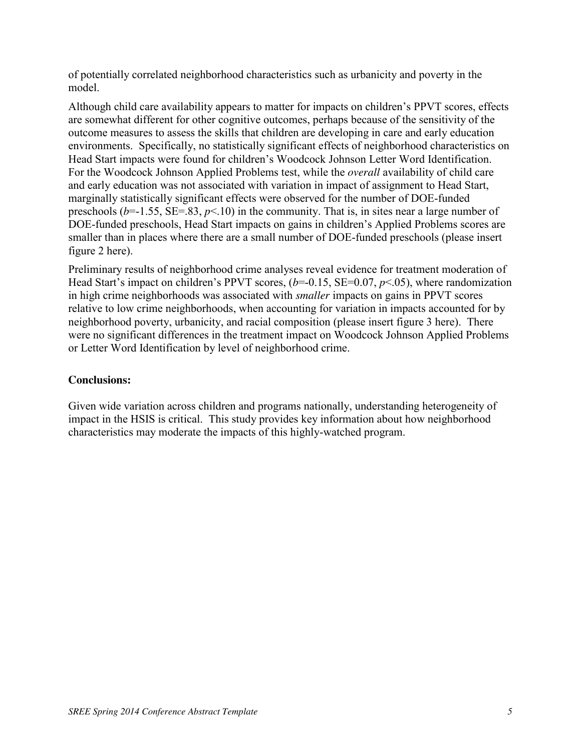of potentially correlated neighborhood characteristics such as urbanicity and poverty in the model.

Although child care availability appears to matter for impacts on children's PPVT scores, effects are somewhat different for other cognitive outcomes, perhaps because of the sensitivity of the outcome measures to assess the skills that children are developing in care and early education environments. Specifically, no statistically significant effects of neighborhood characteristics on Head Start impacts were found for children's Woodcock Johnson Letter Word Identification. For the Woodcock Johnson Applied Problems test, while the *overall* availability of child care and early education was not associated with variation in impact of assignment to Head Start, marginally statistically significant effects were observed for the number of DOE-funded preschools ($b$=-1.55, SE=.83, $p$<.10) in the community. That is, in sites near a large number of DOE-funded preschools, Head Start impacts on gains in children's Applied Problems scores are smaller than in places where there are a small number of DOE-funded preschools (please insert figure 2 here).

Preliminary results of neighborhood crime analyses reveal evidence for treatment moderation of Head Start's impact on children's PPVT scores, ($b$=-0.15, SE=0.07, $p$<.05), where randomization in high crime neighborhoods was associated with *smaller* impacts on gains in PPVT scores relative to low crime neighborhoods, when accounting for variation in impacts accounted for by neighborhood poverty, urbanicity, and racial composition (please insert figure 3 here). There were no significant differences in the treatment impact on Woodcock Johnson Applied Problems or Letter Word Identification by level of neighborhood crime.

**Conclusions:**

Given wide variation across children and programs nationally, understanding heterogeneity of impact in the HSIS is critical. This study provides key information about how neighborhood characteristics may moderate the impacts of this highly-watched program.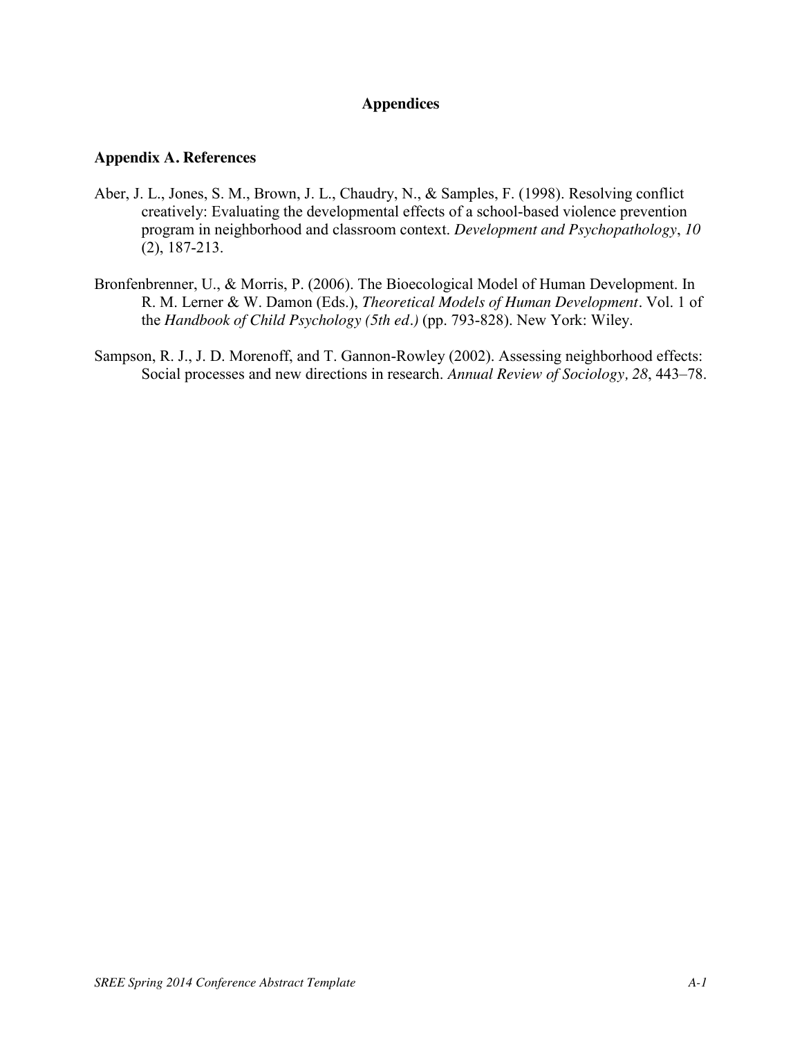# Appendices

## Appendix A. References

Aber, J. L., Jones, S. M., Brown, J. L., Chaudry, N., & Samples, F. (1998). Resolving conflict creatively: Evaluating the developmental effects of a school-based violence prevention program in neighborhood and classroom context. *Development and Psychopathology*, *10* (2), 187-213.

Bronfenbrenner, U., & Morris, P. (2006). The Bioecological Model of Human Development. In R. M. Lerner & W. Damon (Eds.), *Theoretical Models of Human Development*. Vol. 1 of the *Handbook of Child Psychology (5th ed.)* (pp. 793-828). New York: Wiley.

Sampson, R. J., J. D. Morenoff, and T. Gannon-Rowley (2002). Assessing neighborhood effects: Social processes and new directions in research. *Annual Review of Sociology, 28*, 443–78.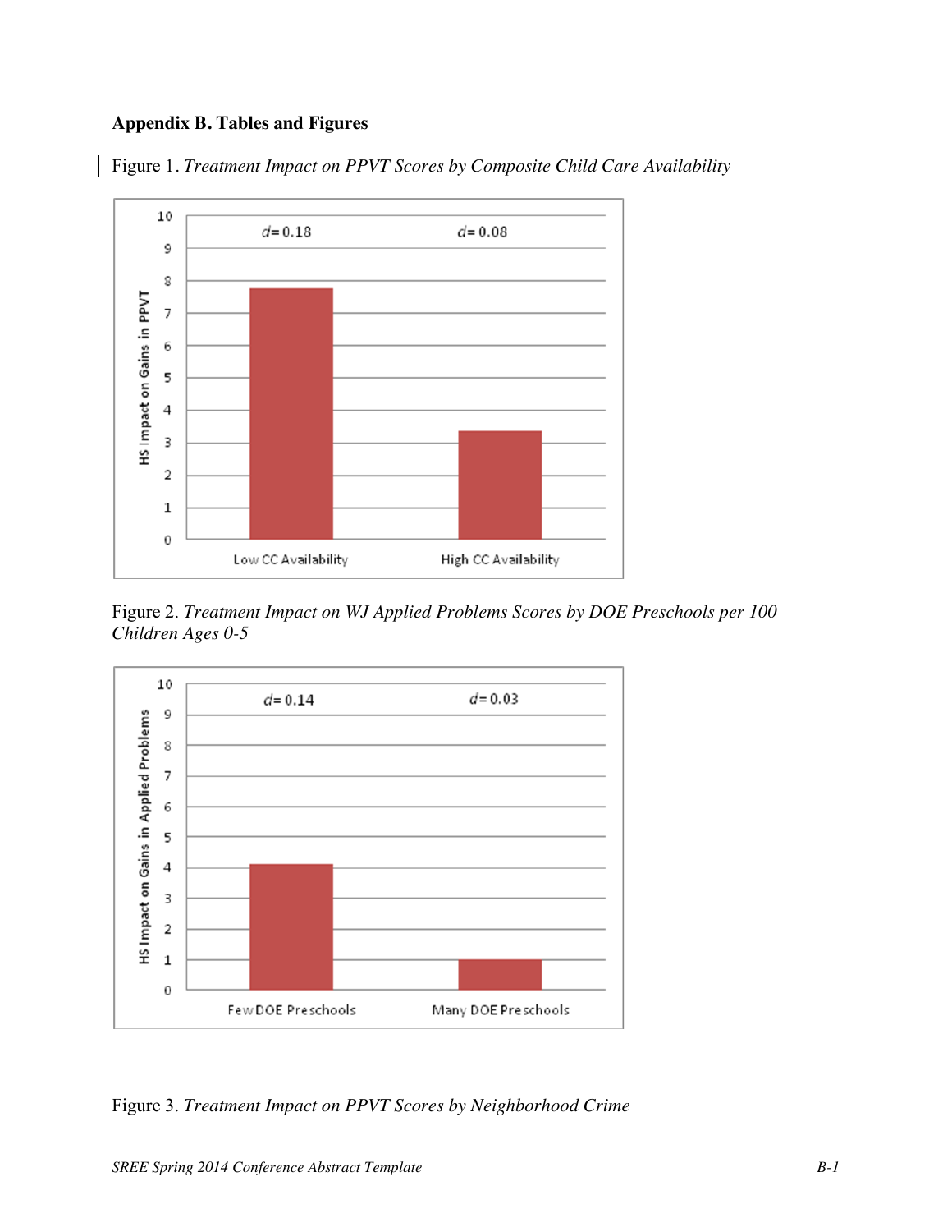## Appendix B. Tables and Figures

Figure 1. *Treatment Impact on PPVT Scores by Composite Child Care Availability*

Figure 2. *Treatment Impact on WJ Applied Problems Scores by DOE Preschools per 100 Children Ages 0-5*

Figure 3. *Treatment Impact on PPVT Scores by Neighborhood Crime*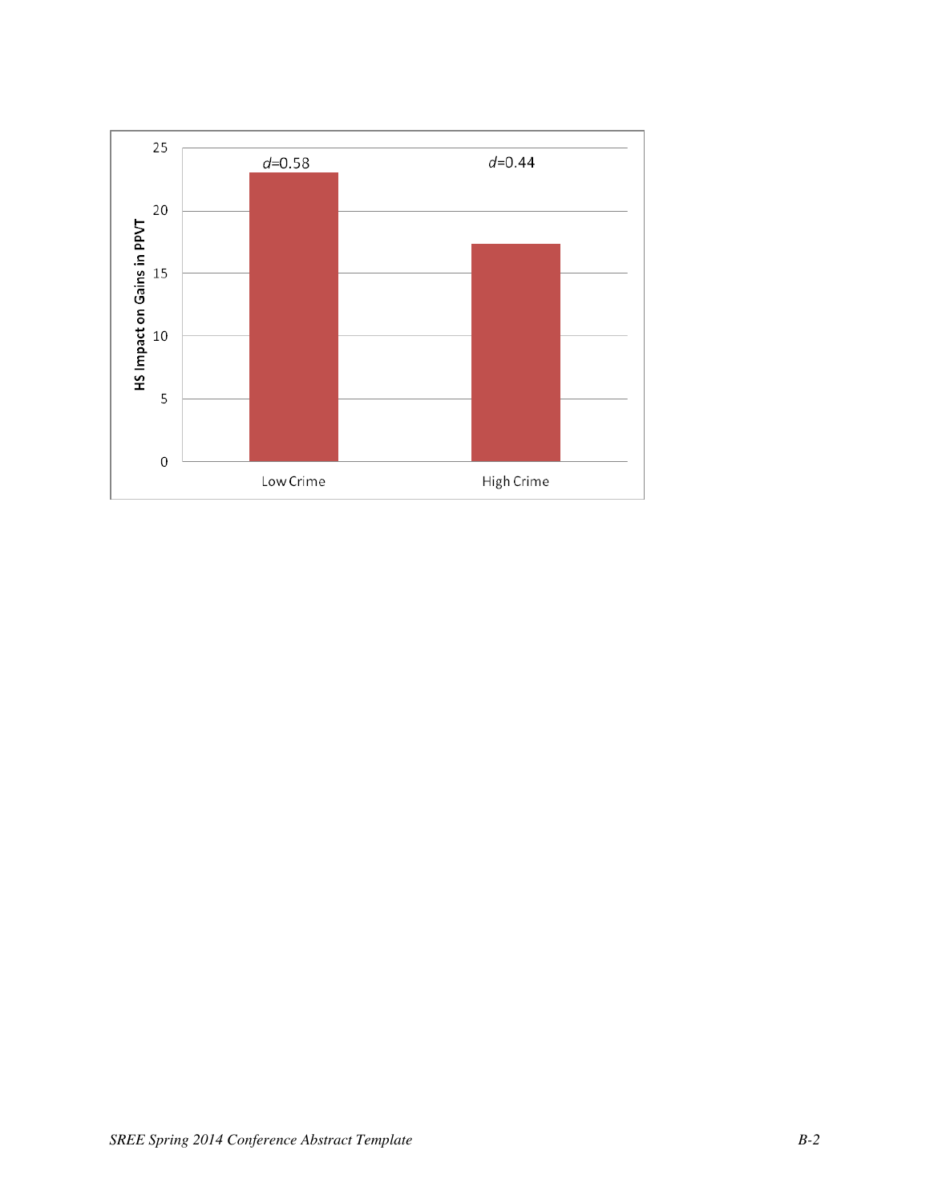HS Impact on Gains in PPVT

25

20

15

10

5

0

*d*=0.58

*d*=0.44

Low Crime

High Crime